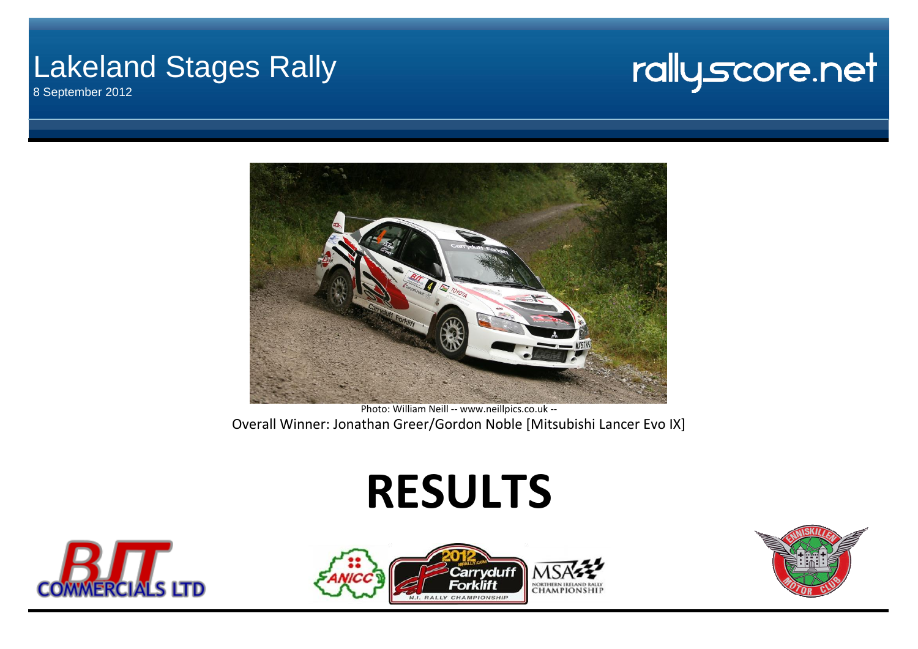# Lakeland Stages Rally

8 September 2012

rallyscore.net

Photo: William Neill -- www.neillpics.co.uk --

Overall Winner: Jonathan Greer/Gordon Noble [Mitsubishi Lancer Evo IX]

# RESULTS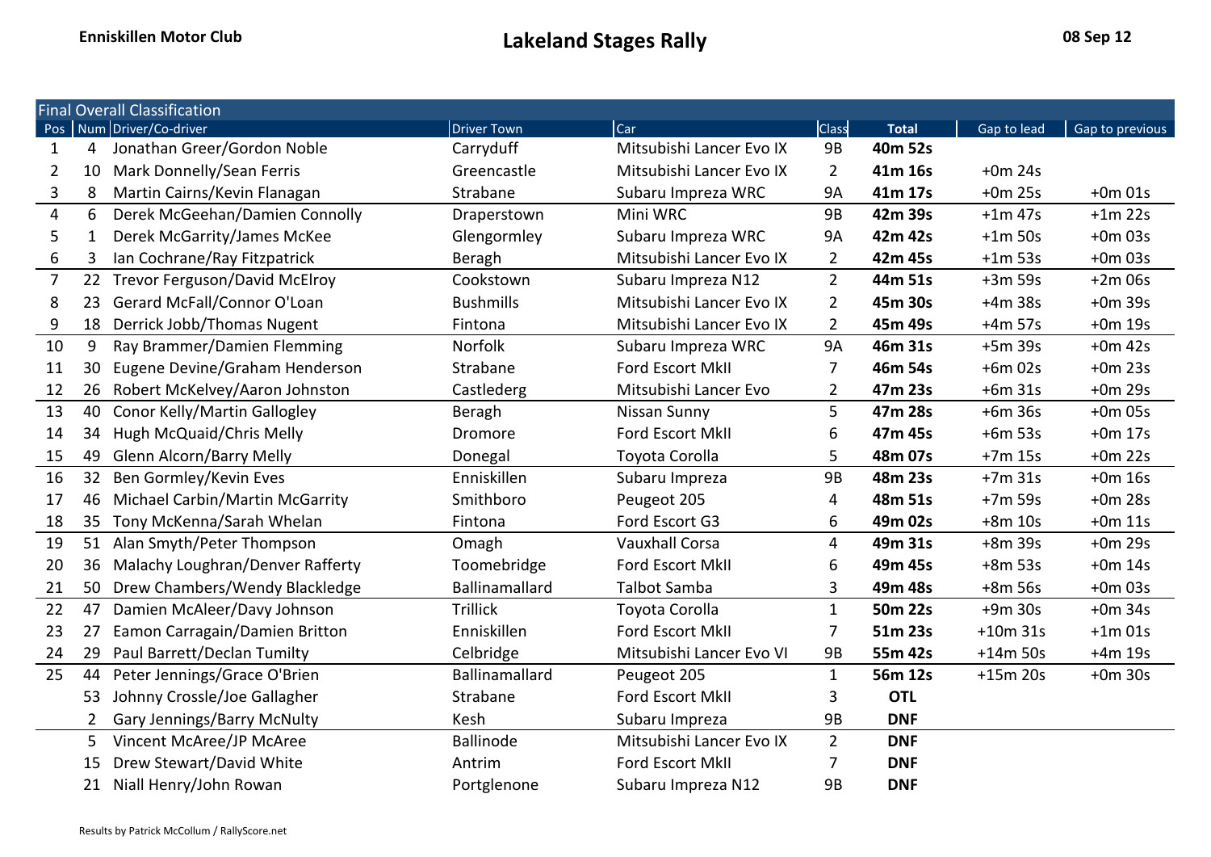Enniskillen Motor Club

# Lakeland Stages Rally

08 Sep 12

## Final Overall Classification

| Pos | Num | Driver/Co-driver | Driver Town | Car | Class | Total | Gap to lead | Gap to previous |
|---|---|---|---|---|---|---|---|---|
| 1 | 4 | Jonathan Greer/Gordon Noble | Carryduff | Mitsubishi Lancer Evo IX | 9B | **40m 52s** | | |
| 2 | 10 | Mark Donnelly/Sean Ferris | Greencastle | Mitsubishi Lancer Evo IX | 2 | **41m 16s** | +0m 24s | |
| 3 | 8 | Martin Cairns/Kevin Flanagan | Strabane | Subaru Impreza WRC | 9A | **41m 17s** | +0m 25s | +0m 01s |
| 4 | 6 | Derek McGeehan/Damien Connolly | Draperstown | Mini WRC | 9B | **42m 39s** | +1m 47s | +1m 22s |
| 5 | 1 | Derek McGarrity/James McKee | Glengormley | Subaru Impreza WRC | 9A | **42m 42s** | +1m 50s | +0m 03s |
| 6 | 3 | Ian Cochrane/Ray Fitzpatrick | Beragh | Mitsubishi Lancer Evo IX | 2 | **42m 45s** | +1m 53s | +0m 03s |
| 7 | 22 | Trevor Ferguson/David McElroy | Cookstown | Subaru Impreza N12 | 2 | **44m 51s** | +3m 59s | +2m 06s |
| 8 | 23 | Gerard McFall/Connor O'Loan | Bushmills | Mitsubishi Lancer Evo IX | 2 | **45m 30s** | +4m 38s | +0m 39s |
| 9 | 18 | Derrick Jobb/Thomas Nugent | Fintona | Mitsubishi Lancer Evo IX | 2 | **45m 49s** | +4m 57s | +0m 19s |
| 10 | 9 | Ray Brammer/Damien Flemming | Norfolk | Subaru Impreza WRC | 9A | **46m 31s** | +5m 39s | +0m 42s |
| 11 | 30 | Eugene Devine/Graham Henderson | Strabane | Ford Escort MkII | 7 | **46m 54s** | +6m 02s | +0m 23s |
| 12 | 26 | Robert McKelvey/Aaron Johnston | Castlederg | Mitsubishi Lancer Evo | 2 | **47m 23s** | +6m 31s | +0m 29s |
| 13 | 40 | Conor Kelly/Martin Gallogley | Beragh | Nissan Sunny | 5 | **47m 28s** | +6m 36s | +0m 05s |
| 14 | 34 | Hugh McQuaid/Chris Melly | Dromore | Ford Escort MkII | 6 | **47m 45s** | +6m 53s | +0m 17s |
| 15 | 49 | Glenn Alcorn/Barry Melly | Donegal | Toyota Corolla | 5 | **48m 07s** | +7m 15s | +0m 22s |
| 16 | 32 | Ben Gormley/Kevin Eves | Enniskillen | Subaru Impreza | 9B | **48m 23s** | +7m 31s | +0m 16s |
| 17 | 46 | Michael Carbin/Martin McGarrity | Smithboro | Peugeot 205 | 4 | **48m 51s** | +7m 59s | +0m 28s |
| 18 | 35 | Tony McKenna/Sarah Whelan | Fintona | Ford Escort G3 | 6 | **49m 02s** | +8m 10s | +0m 11s |
| 19 | 51 | Alan Smyth/Peter Thompson | Omagh | Vauxhall Corsa | 4 | **49m 31s** | +8m 39s | +0m 29s |
| 20 | 36 | Malachy Loughran/Denver Rafferty | Toomebridge | Ford Escort MkII | 6 | **49m 45s** | +8m 53s | +0m 14s |
| 21 | 50 | Drew Chambers/Wendy Blackledge | Ballinamallard | Talbot Samba | 3 | **49m 48s** | +8m 56s | +0m 03s |
| 22 | 47 | Damien McAleer/Davy Johnson | Trillick | Toyota Corolla | 1 | **50m 22s** | +9m 30s | +0m 34s |
| 23 | 27 | Eamon Carragain/Damien Britton | Enniskillen | Ford Escort MkII | 7 | **51m 23s** | +10m 31s | +1m 01s |
| 24 | 29 | Paul Barrett/Declan Tumilty | Celbridge | Mitsubishi Lancer Evo VI | 9B | **55m 42s** | +14m 50s | +4m 19s |
| 25 | 44 | Peter Jennings/Grace O'Brien | Ballinamallard | Peugeot 205 | 1 | **56m 12s** | +15m 20s | +0m 30s |
| | 53 | Johnny Crossle/Joe Gallagher | Strabane | Ford Escort MkII | 3 | **OTL** | | |
| | 2 | Gary Jennings/Barry McNulty | Kesh | Subaru Impreza | 9B | **DNF** | | |
| | 5 | Vincent McAree/JP McAree | Ballinode | Mitsubishi Lancer Evo IX | 2 | **DNF** | | |
| | 15 | Drew Stewart/David White | Antrim | Ford Escort MkII | 7 | **DNF** | | |
| | 21 | Niall Henry/John Rowan | Portglenone | Subaru Impreza N12 | 9B | **DNF** | | |

Results by Patrick McCollum / RallyScore.net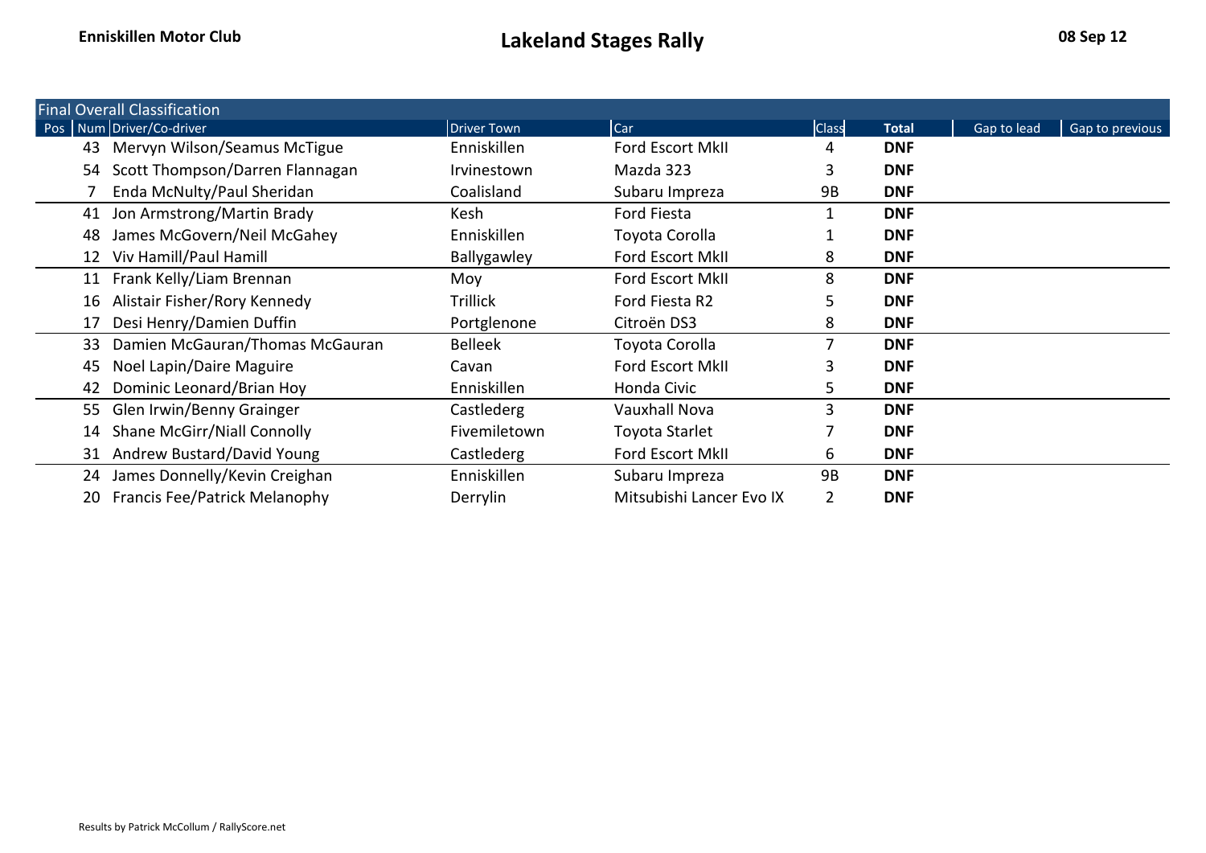## Final Overall Classification

| Pos | Num | Driver/Co-driver | Driver Town | Car | Class | Total | Gap to lead | Gap to previous |
|---|---|---|---|---|---|---|---|---|
| | 43 | Mervyn Wilson/Seamus McTigue | Enniskillen | Ford Escort MkII | 4 | **DNF** | | |
| | 54 | Scott Thompson/Darren Flannagan | Irvinestown | Mazda 323 | 3 | **DNF** | | |
| | 7 | Enda McNulty/Paul Sheridan | Coalisland | Subaru Impreza | 9B | **DNF** | | |
| | 41 | Jon Armstrong/Martin Brady | Kesh | Ford Fiesta | 1 | **DNF** | | |
| | 48 | James McGovern/Neil McGahey | Enniskillen | Toyota Corolla | 1 | **DNF** | | |
| | 12 | Viv Hamill/Paul Hamill | Ballygawley | Ford Escort MkII | 8 | **DNF** | | |
| | 11 | Frank Kelly/Liam Brennan | Moy | Ford Escort MkII | 8 | **DNF** | | |
| | 16 | Alistair Fisher/Rory Kennedy | Trillick | Ford Fiesta R2 | 5 | **DNF** | | |
| | 17 | Desi Henry/Damien Duffin | Portglenone | Citroën DS3 | 8 | **DNF** | | |
| | 33 | Damien McGauran/Thomas McGauran | Belleek | Toyota Corolla | 7 | **DNF** | | |
| | 45 | Noel Lapin/Daire Maguire | Cavan | Ford Escort MkII | 3 | **DNF** | | |
| | 42 | Dominic Leonard/Brian Hoy | Enniskillen | Honda Civic | 5 | **DNF** | | |
| | 55 | Glen Irwin/Benny Grainger | Castlederg | Vauxhall Nova | 3 | **DNF** | | |
| | 14 | Shane McGirr/Niall Connolly | Fivemiletown | Toyota Starlet | 7 | **DNF** | | |
| | 31 | Andrew Bustard/David Young | Castlederg | Ford Escort MkII | 6 | **DNF** | | |
| | 24 | James Donnelly/Kevin Creighan | Enniskillen | Subaru Impreza | 9B | **DNF** | | |
| | 20 | Francis Fee/Patrick Melanophy | Derrylin | Mitsubishi Lancer Evo IX | 2 | **DNF** | | |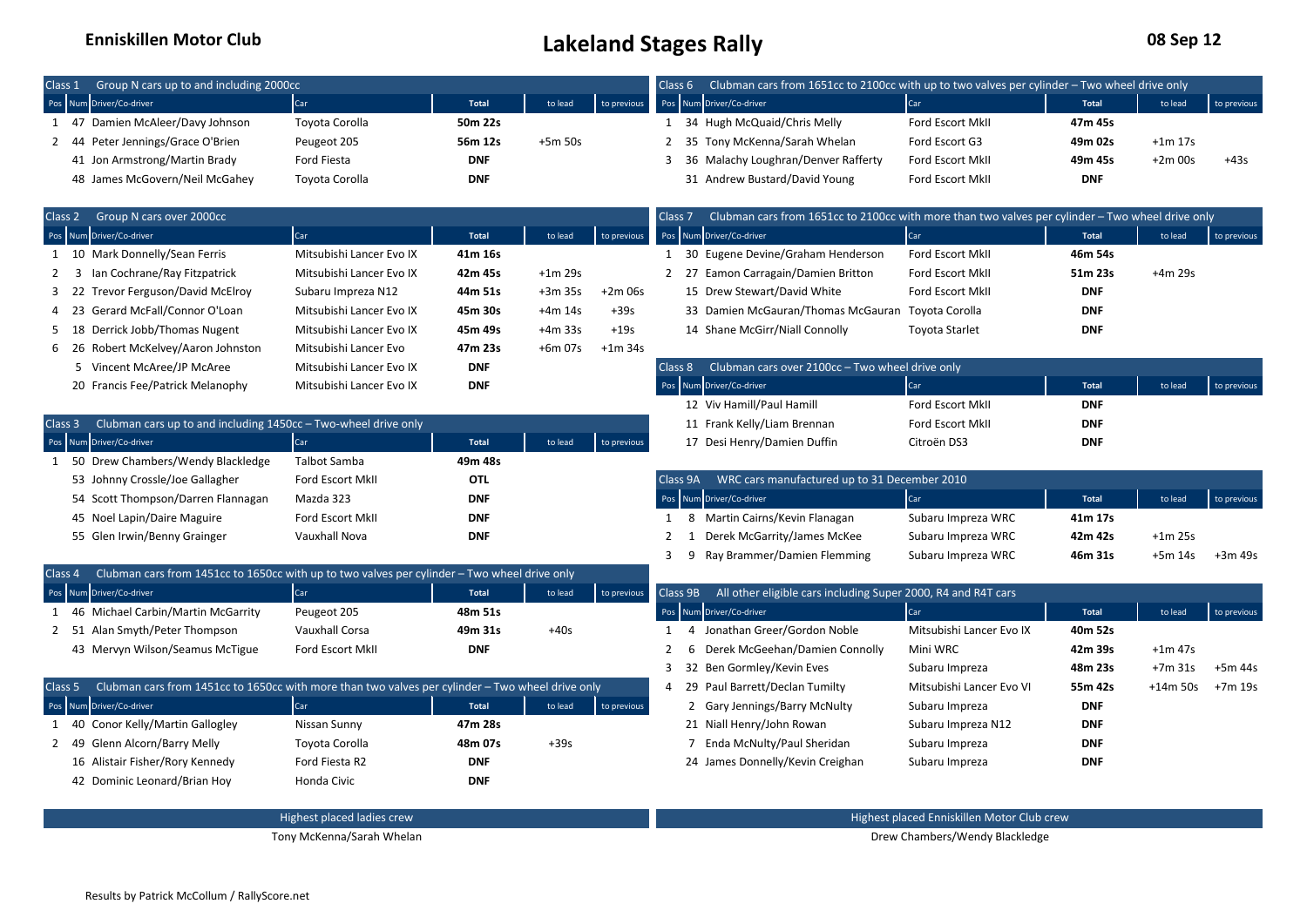**Enniskillen Motor Club**

# Lakeland Stages Rally

**08 Sep 12**

## Class 1 Group N cars up to and including 2000cc

| Pos | Num | Driver/Co-driver | Car | Total | to lead | to previous |
|---|---|---|---|---|---|---|
| 1 | 47 | Damien McAleer/Davy Johnson | Toyota Corolla | **50m 22s** | | |
| 2 | 44 | Peter Jennings/Grace O'Brien | Peugeot 205 | **56m 12s** | +5m 50s | |
| | 41 | Jon Armstrong/Martin Brady | Ford Fiesta | **DNF** | | |
| | 48 | James McGovern/Neil McGahey | Toyota Corolla | **DNF** | | |

## Class 2 Group N cars over 2000cc

| Pos | Num | Driver/Co-driver | Car | Total | to lead | to previous |
|---|---|---|---|---|---|---|
| 1 | 10 | Mark Donnelly/Sean Ferris | Mitsubishi Lancer Evo IX | **41m 16s** | | |
| 2 | 3 | Ian Cochrane/Ray Fitzpatrick | Mitsubishi Lancer Evo IX | **42m 45s** | +1m 29s | |
| 3 | 22 | Trevor Ferguson/David McElroy | Subaru Impreza N12 | **44m 51s** | +3m 35s | +2m 06s |
| 4 | 23 | Gerard McFall/Connor O'Loan | Mitsubishi Lancer Evo IX | **45m 30s** | +4m 14s | +39s |
| 5 | 18 | Derrick Jobb/Thomas Nugent | Mitsubishi Lancer Evo IX | **45m 49s** | +4m 33s | +19s |
| 6 | 26 | Robert McKelvey/Aaron Johnston | Mitsubishi Lancer Evo | **47m 23s** | +6m 07s | +1m 34s |
| | 5 | Vincent McAree/JP McAree | Mitsubishi Lancer Evo IX | **DNF** | | |
| | 20 | Francis Fee/Patrick Melanophy | Mitsubishi Lancer Evo IX | **DNF** | | |

## Class 3 Clubman cars up to and including 1450cc – Two-wheel drive only

| Pos | Num | Driver/Co-driver | Car | Total | to lead | to previous |
|---|---|---|---|---|---|---|
| 1 | 50 | Drew Chambers/Wendy Blackledge | Talbot Samba | **49m 48s** | | |
| | 53 | Johnny Crossle/Joe Gallagher | Ford Escort MkII | **OTL** | | |
| | 54 | Scott Thompson/Darren Flannagan | Mazda 323 | **DNF** | | |
| | 45 | Noel Lapin/Daire Maguire | Ford Escort MkII | **DNF** | | |
| | 55 | Glen Irwin/Benny Grainger | Vauxhall Nova | **DNF** | | |

## Class 4 Clubman cars from 1451cc to 1650cc with up to two valves per cylinder – Two wheel drive only

| Pos | Num | Driver/Co-driver | Car | Total | to lead | to previous |
|---|---|---|---|---|---|---|
| 1 | 46 | Michael Carbin/Martin McGarrity | Peugeot 205 | **48m 51s** | | |
| 2 | 51 | Alan Smyth/Peter Thompson | Vauxhall Corsa | **49m 31s** | +40s | |
| | 43 | Mervyn Wilson/Seamus McTigue | Ford Escort MkII | **DNF** | | |

## Class 5 Clubman cars from 1451cc to 1650cc with more than two valves per cylinder – Two wheel drive only

| Pos | Num | Driver/Co-driver | Car | Total | to lead | to previous |
|---|---|---|---|---|---|---|
| 1 | 40 | Conor Kelly/Martin Gallogley | Nissan Sunny | **47m 28s** | | |
| 2 | 49 | Glenn Alcorn/Barry Melly | Toyota Corolla | **48m 07s** | +39s | |
| | 16 | Alistair Fisher/Rory Kennedy | Ford Fiesta R2 | **DNF** | | |
| | 42 | Dominic Leonard/Brian Hoy | Honda Civic | **DNF** | | |

## Class 6 Clubman cars from 1651cc to 2100cc with up to two valves per cylinder – Two wheel drive only

| Pos | Num | Driver/Co-driver | Car | Total | to lead | to previous |
|---|---|---|---|---|---|---|
| 1 | 34 | Hugh McQuaid/Chris Melly | Ford Escort MkII | **47m 45s** | | |
| 2 | 35 | Tony McKenna/Sarah Whelan | Ford Escort G3 | **49m 02s** | +1m 17s | |
| 3 | 36 | Malachy Loughran/Denver Rafferty | Ford Escort MkII | **49m 45s** | +2m 00s | +43s |
| | 31 | Andrew Bustard/David Young | Ford Escort MkII | **DNF** | | |

## Class 7 Clubman cars from 1651cc to 2100cc with more than two valves per cylinder – Two wheel drive only

| Pos | Num | Driver/Co-driver | Car | Total | to lead | to previous |
|---|---|---|---|---|---|---|
| 1 | 30 | Eugene Devine/Graham Henderson | Ford Escort MkII | **46m 54s** | | |
| 2 | 27 | Eamon Carragain/Damien Britton | Ford Escort MkII | **51m 23s** | +4m 29s | |
| | 15 | Drew Stewart/David White | Ford Escort MkII | **DNF** | | |
| | 33 | Damien McGauran/Thomas McGauran | Toyota Corolla | **DNF** | | |
| | 14 | Shane McGirr/Niall Connolly | Toyota Starlet | **DNF** | | |

## Class 8 Clubman cars over 2100cc – Two wheel drive only

| Pos | Num | Driver/Co-driver | Car | Total | to lead | to previous |
|---|---|---|---|---|---|---|
| | 12 | Viv Hamill/Paul Hamill | Ford Escort MkII | **DNF** | | |
| | 11 | Frank Kelly/Liam Brennan | Ford Escort MkII | **DNF** | | |
| | 17 | Desi Henry/Damien Duffin | Citroën DS3 | **DNF** | | |

## Class 9A WRC cars manufactured up to 31 December 2010

| Pos | Num | Driver/Co-driver | Car | Total | to lead | to previous |
|---|---|---|---|---|---|---|
| 1 | 8 | Martin Cairns/Kevin Flanagan | Subaru Impreza WRC | **41m 17s** | | |
| 2 | 1 | Derek McGarrity/James McKee | Subaru Impreza WRC | **42m 42s** | +1m 25s | |
| 3 | 9 | Ray Brammer/Damien Flemming | Subaru Impreza WRC | **46m 31s** | +5m 14s | +3m 49s |

## Class 9B All other eligible cars including Super 2000, R4 and R4T cars

| Pos | Num | Driver/Co-driver | Car | Total | to lead | to previous |
|---|---|---|---|---|---|---|
| 1 | 4 | Jonathan Greer/Gordon Noble | Mitsubishi Lancer Evo IX | **40m 52s** | | |
| 2 | 6 | Derek McGeehan/Damien Connolly | Mini WRC | **42m 39s** | +1m 47s | |
| 3 | 32 | Ben Gormley/Kevin Eves | Subaru Impreza | **48m 23s** | +7m 31s | +5m 44s |
| 4 | 29 | Paul Barrett/Declan Tumilty | Mitsubishi Lancer Evo VI | **55m 42s** | +14m 50s | +7m 19s |
| | 2 | Gary Jennings/Barry McNulty | Subaru Impreza | **DNF** | | |
| | 21 | Niall Henry/John Rowan | Subaru Impreza N12 | **DNF** | | |
| | 7 | Enda McNulty/Paul Sheridan | Subaru Impreza | **DNF** | | |
| | 24 | James Donnelly/Kevin Creighan | Subaru Impreza | **DNF** | | |

**Highest placed ladies crew**

Tony McKenna/Sarah Whelan

**Highest placed Enniskillen Motor Club crew**

Drew Chambers/Wendy Blackledge

Results by Patrick McCollum / RallyScore.net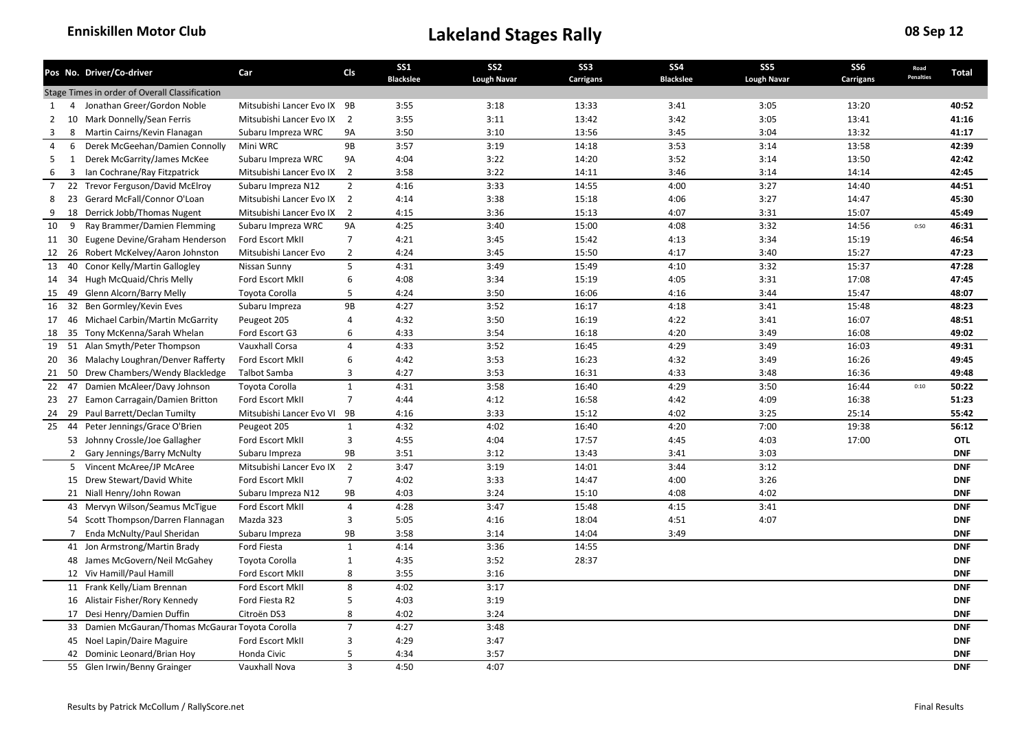**Enniskillen Motor Club**

# Lakeland Stages Rally

**08 Sep 12**

| Pos | No. | Driver/Co-driver | Car | Cls | SS1 Blackslee | SS2 Lough Navar | SS3 Carrigans | SS4 Blackslee | SS5 Lough Navar | SS6 Carrigans | Road Penalties | Total |
|---|---|---|---|---|---|---|---|---|---|---|---|---|
| Stage Times in order of Overall Classification | | | | | | | | | | | | |
| 1 | 4 | Jonathan Greer/Gordon Noble | Mitsubishi Lancer Evo IX | 9B | 3:55 | 3:18 | 13:33 | 3:41 | 3:05 | 13:20 | | **40:52** |
| 2 | 10 | Mark Donnelly/Sean Ferris | Mitsubishi Lancer Evo IX | 2 | 3:55 | 3:11 | 13:42 | 3:42 | 3:05 | 13:41 | | **41:16** |
| 3 | 8 | Martin Cairns/Kevin Flanagan | Subaru Impreza WRC | 9A | 3:50 | 3:10 | 13:56 | 3:45 | 3:04 | 13:32 | | **41:17** |
| 4 | 6 | Derek McGeehan/Damien Connolly | Mini WRC | 9B | 3:57 | 3:19 | 14:18 | 3:53 | 3:14 | 13:58 | | **42:39** |
| 5 | 1 | Derek McGarrity/James McKee | Subaru Impreza WRC | 9A | 4:04 | 3:22 | 14:20 | 3:52 | 3:14 | 13:50 | | **42:42** |
| 6 | 3 | Ian Cochrane/Ray Fitzpatrick | Mitsubishi Lancer Evo IX | 2 | 3:58 | 3:22 | 14:11 | 3:46 | 3:14 | 14:14 | | **42:45** |
| 7 | 22 | Trevor Ferguson/David McElroy | Subaru Impreza N12 | 2 | 4:16 | 3:33 | 14:55 | 4:00 | 3:27 | 14:40 | | **44:51** |
| 8 | 23 | Gerard McFall/Connor O'Loan | Mitsubishi Lancer Evo IX | 2 | 4:14 | 3:38 | 15:18 | 4:06 | 3:27 | 14:47 | | **45:30** |
| 9 | 18 | Derrick Jobb/Thomas Nugent | Mitsubishi Lancer Evo IX | 2 | 4:15 | 3:36 | 15:13 | 4:07 | 3:31 | 15:07 | | **45:49** |
| 10 | 9 | Ray Brammer/Damien Flemming | Subaru Impreza WRC | 9A | 4:25 | 3:40 | 15:00 | 4:08 | 3:32 | 14:56 | 0:50 | **46:31** |
| 11 | 30 | Eugene Devine/Graham Henderson | Ford Escort MkII | 7 | 4:21 | 3:45 | 15:42 | 4:13 | 3:34 | 15:19 | | **46:54** |
| 12 | 26 | Robert McKelvey/Aaron Johnston | Mitsubishi Lancer Evo | 2 | 4:24 | 3:45 | 15:50 | 4:17 | 3:40 | 15:27 | | **47:23** |
| 13 | 40 | Conor Kelly/Martin Gallogley | Nissan Sunny | 5 | 4:31 | 3:49 | 15:49 | 4:10 | 3:32 | 15:37 | | **47:28** |
| 14 | 34 | Hugh McQuaid/Chris Melly | Ford Escort MkII | 6 | 4:08 | 3:34 | 15:19 | 4:05 | 3:31 | 17:08 | | **47:45** |
| 15 | 49 | Glenn Alcorn/Barry Melly | Toyota Corolla | 5 | 4:24 | 3:50 | 16:06 | 4:16 | 3:44 | 15:47 | | **48:07** |
| 16 | 32 | Ben Gormley/Kevin Eves | Subaru Impreza | 9B | 4:27 | 3:52 | 16:17 | 4:18 | 3:41 | 15:48 | | **48:23** |
| 17 | 46 | Michael Carbin/Martin McGarrity | Peugeot 205 | 4 | 4:32 | 3:50 | 16:19 | 4:22 | 3:41 | 16:07 | | **48:51** |
| 18 | 35 | Tony McKenna/Sarah Whelan | Ford Escort G3 | 6 | 4:33 | 3:54 | 16:18 | 4:20 | 3:49 | 16:08 | | **49:02** |
| 19 | 51 | Alan Smyth/Peter Thompson | Vauxhall Corsa | 4 | 4:33 | 3:52 | 16:45 | 4:29 | 3:49 | 16:03 | | **49:31** |
| 20 | 36 | Malachy Loughran/Denver Rafferty | Ford Escort MkII | 6 | 4:42 | 3:53 | 16:23 | 4:32 | 3:49 | 16:26 | | **49:45** |
| 21 | 50 | Drew Chambers/Wendy Blackledge | Talbot Samba | 3 | 4:27 | 3:53 | 16:31 | 4:33 | 3:48 | 16:36 | | **49:48** |
| 22 | 47 | Damien McAleer/Davy Johnson | Toyota Corolla | 1 | 4:31 | 3:58 | 16:40 | 4:29 | 3:50 | 16:44 | 0:10 | **50:22** |
| 23 | 27 | Eamon Carragain/Damien Britton | Ford Escort MkII | 7 | 4:44 | 4:12 | 16:58 | 4:42 | 4:09 | 16:38 | | **51:23** |
| 24 | 29 | Paul Barrett/Declan Tumilty | Mitsubishi Lancer Evo VI | 9B | 4:16 | 3:33 | 15:12 | 4:02 | 3:25 | 25:14 | | **55:42** |
| 25 | 44 | Peter Jennings/Grace O'Brien | Peugeot 205 | 1 | 4:32 | 4:02 | 16:40 | 4:20 | 7:00 | 19:38 | | **56:12** |
| | 53 | Johnny Crossle/Joe Gallagher | Ford Escort MkII | 3 | 4:55 | 4:04 | 17:57 | 4:45 | 4:03 | 17:00 | | **OTL** |
| | 2 | Gary Jennings/Barry McNulty | Subaru Impreza | 9B | 3:51 | 3:12 | 13:43 | 3:41 | 3:03 | | | **DNF** |
| | 5 | Vincent McAree/JP McAree | Mitsubishi Lancer Evo IX | 2 | 3:47 | 3:19 | 14:01 | 3:44 | 3:12 | | | **DNF** |
| | 15 | Drew Stewart/David White | Ford Escort MkII | 7 | 4:02 | 3:33 | 14:47 | 4:00 | 3:26 | | | **DNF** |
| | 21 | Niall Henry/John Rowan | Subaru Impreza N12 | 9B | 4:03 | 3:24 | 15:10 | 4:08 | 4:02 | | | **DNF** |
| | 43 | Mervyn Wilson/Seamus McTigue | Ford Escort MkII | 4 | 4:28 | 3:47 | 15:48 | 4:15 | 3:41 | | | **DNF** |
| | 54 | Scott Thompson/Darren Flannagan | Mazda 323 | 3 | 5:05 | 4:16 | 18:04 | 4:51 | 4:07 | | | **DNF** |
| | 7 | Enda McNulty/Paul Sheridan | Subaru Impreza | 9B | 3:58 | 3:14 | 14:04 | 3:49 | | | | **DNF** |
| | 41 | Jon Armstrong/Martin Brady | Ford Fiesta | 1 | 4:14 | 3:36 | 14:55 | | | | | **DNF** |
| | 48 | James McGovern/Neil McGahey | Toyota Corolla | 1 | 4:35 | 3:52 | 28:37 | | | | | **DNF** |
| | 12 | Viv Hamill/Paul Hamill | Ford Escort MkII | 8 | 3:55 | 3:16 | | | | | | **DNF** |
| | 11 | Frank Kelly/Liam Brennan | Ford Escort MkII | 8 | 4:02 | 3:17 | | | | | | **DNF** |
| | 16 | Alistair Fisher/Rory Kennedy | Ford Fiesta R2 | 5 | 4:03 | 3:19 | | | | | | **DNF** |
| | 17 | Desi Henry/Damien Duffin | Citroën DS3 | 8 | 4:02 | 3:24 | | | | | | **DNF** |
| | 33 | Damien McGauran/Thomas McGaurar | Toyota Corolla | 7 | 4:27 | 3:48 | | | | | | **DNF** |
| | 45 | Noel Lapin/Daire Maguire | Ford Escort MkII | 3 | 4:29 | 3:47 | | | | | | **DNF** |
| | 42 | Dominic Leonard/Brian Hoy | Honda Civic | 5 | 4:34 | 3:57 | | | | | | **DNF** |
| | 55 | Glen Irwin/Benny Grainger | Vauxhall Nova | 3 | 4:50 | 4:07 | | | | | | **DNF** |

Results by Patrick McCollum / RallyScore.net

Final Results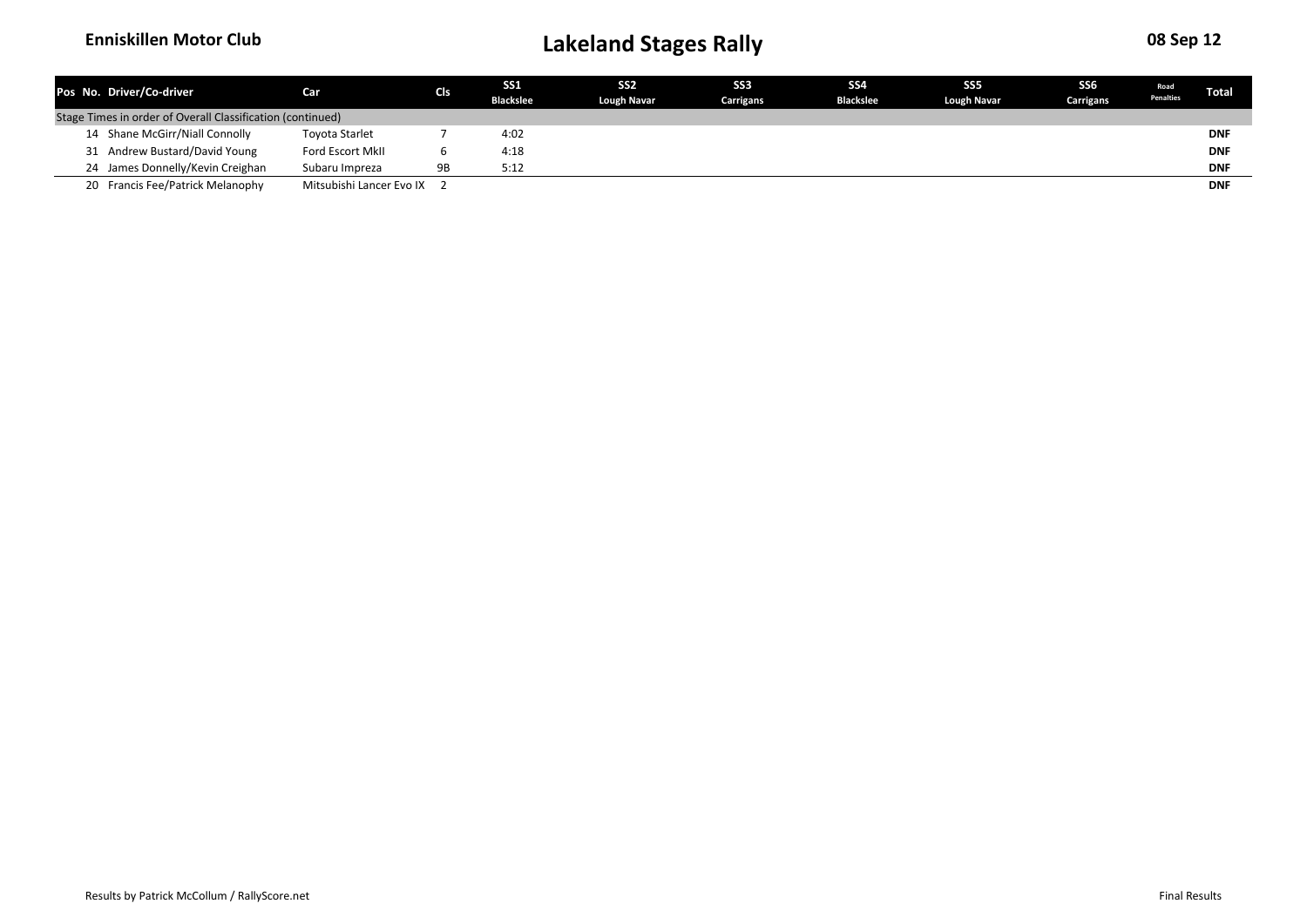**Enniskillen Motor Club** | **Lakeland Stages Rally** | **08 Sep 12**

| Pos | No. | Driver/Co-driver | Car | Cls | SS1 Blackslee | SS2 Lough Navar | SS3 Carrigans | SS4 Blackslee | SS5 Lough Navar | SS6 Carrigans | Road Penalties | Total |
|---|---|---|---|---|---|---|---|---|---|---|---|---|
| Stage Times in order of Overall Classification (continued) | | | | | | | | | | | | |
| | 14 | Shane McGirr/Niall Connolly | Toyota Starlet | 7 | 4:02 | | | | | | | **DNF** |
| | 31 | Andrew Bustard/David Young | Ford Escort MkII | 6 | 4:18 | | | | | | | **DNF** |
| | 24 | James Donnelly/Kevin Creighan | Subaru Impreza | 9B | 5:12 | | | | | | | **DNF** |
| | 20 | Francis Fee/Patrick Melanophy | Mitsubishi Lancer Evo IX | 2 | | | | | | | | **DNF** |

Results by Patrick McCollum / RallyScore.net

Final Results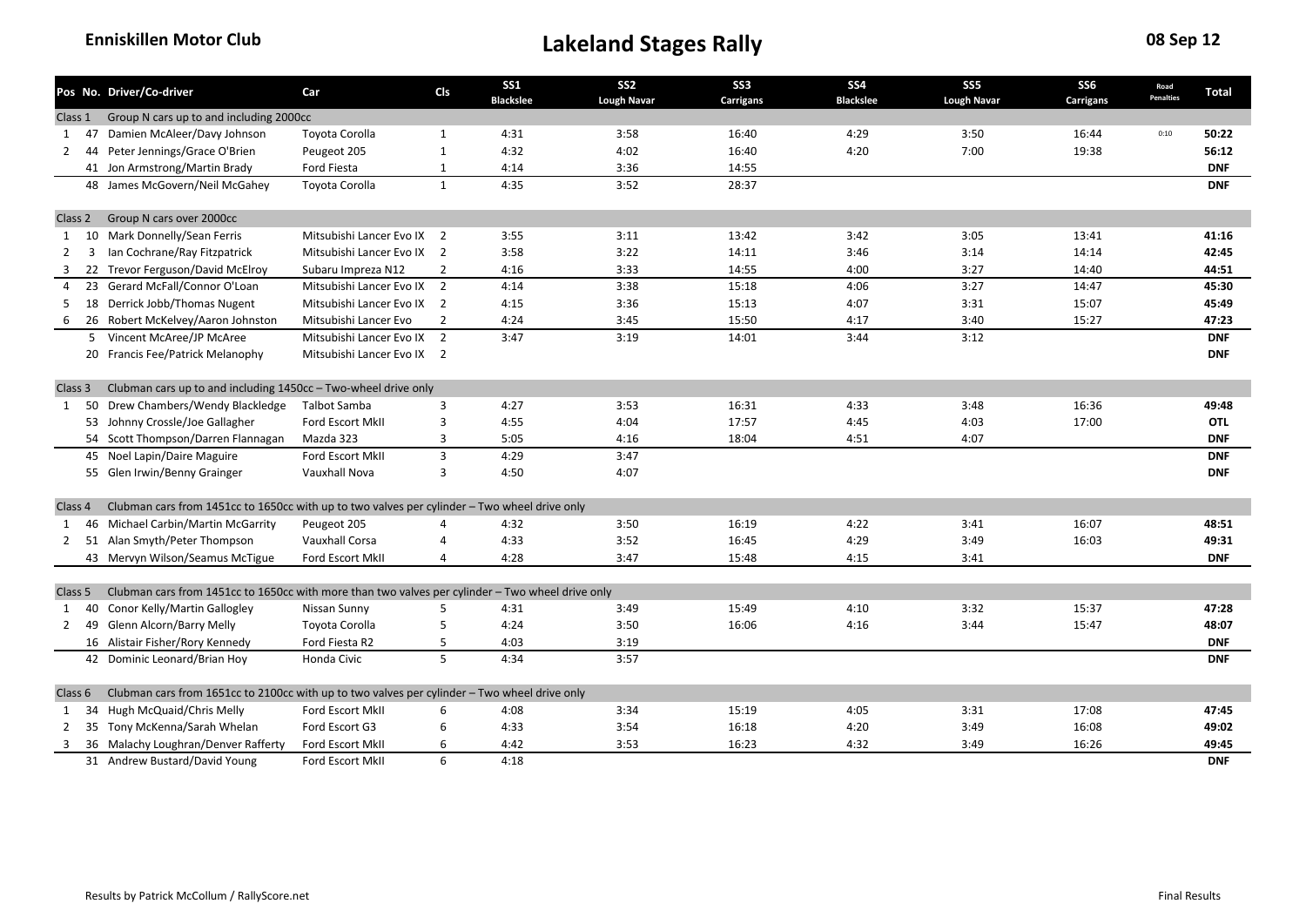**Enniskillen Motor Club**

# Lakeland Stages Rally

**08 Sep 12**

| Pos | No. | Driver/Co-driver | Car | Cls | SS1 Blackslee | SS2 Lough Navar | SS3 Carrigans | SS4 Blackslee | SS5 Lough Navar | SS6 Carrigans | Road Penalties | Total |
|---|---|---|---|---|---|---|---|---|---|---|---|---|
| Class 1 | | Group N cars up to and including 2000cc | | | | | | | | | | |
| 1 | 47 | Damien McAleer/Davy Johnson | Toyota Corolla | 1 | 4:31 | 3:58 | 16:40 | 4:29 | 3:50 | 16:44 | 0:10 | **50:22** |
| 2 | 44 | Peter Jennings/Grace O'Brien | Peugeot 205 | 1 | 4:32 | 4:02 | 16:40 | 4:20 | 7:00 | 19:38 | | **56:12** |
| | 41 | Jon Armstrong/Martin Brady | Ford Fiesta | 1 | 4:14 | 3:36 | 14:55 | | | | | **DNF** |
| | 48 | James McGovern/Neil McGahey | Toyota Corolla | 1 | 4:35 | 3:52 | 28:37 | | | | | **DNF** |
| Class 2 | | Group N cars over 2000cc | | | | | | | | | | |
| 1 | 10 | Mark Donnelly/Sean Ferris | Mitsubishi Lancer Evo IX | 2 | 3:55 | 3:11 | 13:42 | 3:42 | 3:05 | 13:41 | | **41:16** |
| 2 | 3 | Ian Cochrane/Ray Fitzpatrick | Mitsubishi Lancer Evo IX | 2 | 3:58 | 3:22 | 14:11 | 3:46 | 3:14 | 14:14 | | **42:45** |
| 3 | 22 | Trevor Ferguson/David McElroy | Subaru Impreza N12 | 2 | 4:16 | 3:33 | 14:55 | 4:00 | 3:27 | 14:40 | | **44:51** |
| 4 | 23 | Gerard McFall/Connor O'Loan | Mitsubishi Lancer Evo IX | 2 | 4:14 | 3:38 | 15:18 | 4:06 | 3:27 | 14:47 | | **45:30** |
| 5 | 18 | Derrick Jobb/Thomas Nugent | Mitsubishi Lancer Evo IX | 2 | 4:15 | 3:36 | 15:13 | 4:07 | 3:31 | 15:07 | | **45:49** |
| 6 | 26 | Robert McKelvey/Aaron Johnston | Mitsubishi Lancer Evo | 2 | 4:24 | 3:45 | 15:50 | 4:17 | 3:40 | 15:27 | | **47:23** |
| | 5 | Vincent McAree/JP McAree | Mitsubishi Lancer Evo IX | 2 | 3:47 | 3:19 | 14:01 | 3:44 | 3:12 | | | **DNF** |
| | 20 | Francis Fee/Patrick Melanophy | Mitsubishi Lancer Evo IX | 2 | | | | | | | | **DNF** |
| Class 3 | | Clubman cars up to and including 1450cc – Two-wheel drive only | | | | | | | | | | |
| 1 | 50 | Drew Chambers/Wendy Blackledge | Talbot Samba | 3 | 4:27 | 3:53 | 16:31 | 4:33 | 3:48 | 16:36 | | **49:48** |
| | 53 | Johnny Crossle/Joe Gallagher | Ford Escort MkII | 3 | 4:55 | 4:04 | 17:57 | 4:45 | 4:03 | 17:00 | | **OTL** |
| | 54 | Scott Thompson/Darren Flannagan | Mazda 323 | 3 | 5:05 | 4:16 | 18:04 | 4:51 | 4:07 | | | **DNF** |
| | 45 | Noel Lapin/Daire Maguire | Ford Escort MkII | 3 | 4:29 | 3:47 | | | | | | **DNF** |
| | 55 | Glen Irwin/Benny Grainger | Vauxhall Nova | 3 | 4:50 | 4:07 | | | | | | **DNF** |
| Class 4 | | Clubman cars from 1451cc to 1650cc with up to two valves per cylinder – Two wheel drive only | | | | | | | | | | |
| 1 | 46 | Michael Carbin/Martin McGarrity | Peugeot 205 | 4 | 4:32 | 3:50 | 16:19 | 4:22 | 3:41 | 16:07 | | **48:51** |
| 2 | 51 | Alan Smyth/Peter Thompson | Vauxhall Corsa | 4 | 4:33 | 3:52 | 16:45 | 4:29 | 3:49 | 16:03 | | **49:31** |
| | 43 | Mervyn Wilson/Seamus McTigue | Ford Escort MkII | 4 | 4:28 | 3:47 | 15:48 | 4:15 | 3:41 | | | **DNF** |
| Class 5 | | Clubman cars from 1451cc to 1650cc with more than two valves per cylinder – Two wheel drive only | | | | | | | | | | |
| 1 | 40 | Conor Kelly/Martin Gallogley | Nissan Sunny | 5 | 4:31 | 3:49 | 15:49 | 4:10 | 3:32 | 15:37 | | **47:28** |
| 2 | 49 | Glenn Alcorn/Barry Melly | Toyota Corolla | 5 | 4:24 | 3:50 | 16:06 | 4:16 | 3:44 | 15:47 | | **48:07** |
| | 16 | Alistair Fisher/Rory Kennedy | Ford Fiesta R2 | 5 | 4:03 | 3:19 | | | | | | **DNF** |
| | 42 | Dominic Leonard/Brian Hoy | Honda Civic | 5 | 4:34 | 3:57 | | | | | | **DNF** |
| Class 6 | | Clubman cars from 1651cc to 2100cc with up to two valves per cylinder – Two wheel drive only | | | | | | | | | | |
| 1 | 34 | Hugh McQuaid/Chris Melly | Ford Escort MkII | 6 | 4:08 | 3:34 | 15:19 | 4:05 | 3:31 | 17:08 | | **47:45** |
| 2 | 35 | Tony McKenna/Sarah Whelan | Ford Escort G3 | 6 | 4:33 | 3:54 | 16:18 | 4:20 | 3:49 | 16:08 | | **49:02** |
| 3 | 36 | Malachy Loughran/Denver Rafferty | Ford Escort MkII | 6 | 4:42 | 3:53 | 16:23 | 4:32 | 3:49 | 16:26 | | **49:45** |
| | 31 | Andrew Bustard/David Young | Ford Escort MkII | 6 | 4:18 | | | | | | | **DNF** |

Results by Patrick McCollum / RallyScore.net

Final Results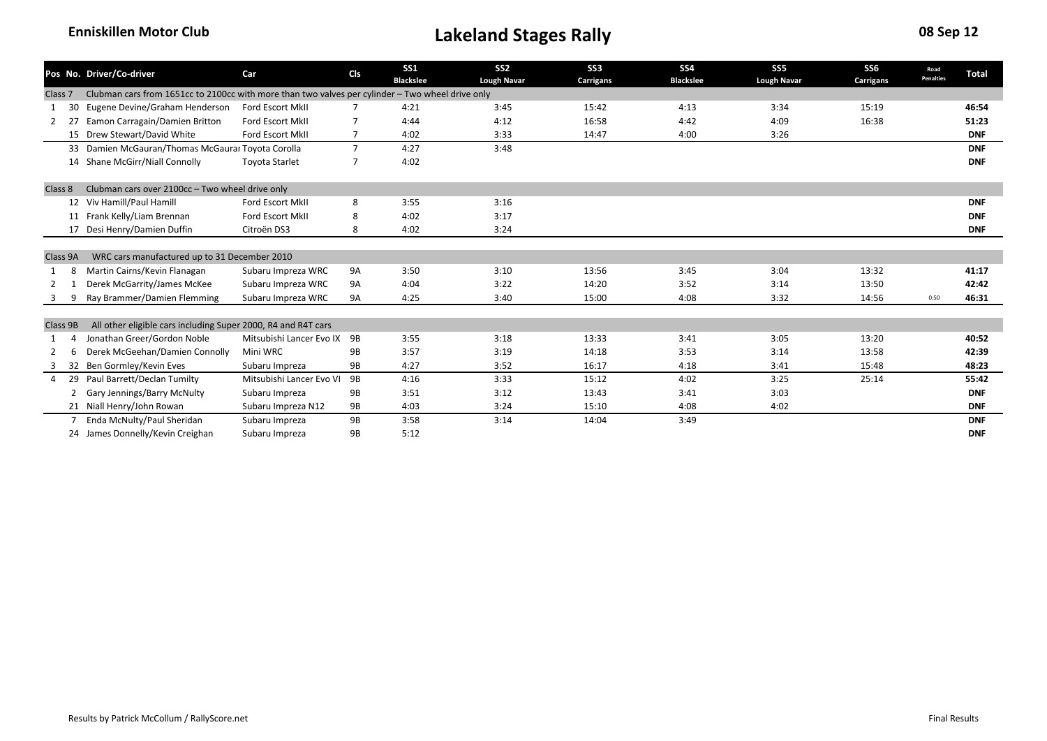# Enniskillen Motor Club

## Lakeland Stages Rally

08 Sep 12

| Pos | No. | Driver/Co-driver | Car | Cls | SS1 Blackslee | SS2 Lough Navar | SS3 Carrigans | SS4 Blackslee | SS5 Lough Navar | SS6 Carrigans | Road Penalties | Total |
|---|---|---|---|---|---|---|---|---|---|---|---|---|
| Class 7 | | Clubman cars from 1651cc to 2100cc with more than two valves per cylinder – Two wheel drive only | | | | | | | | | | |
| 1 | 30 | Eugene Devine/Graham Henderson | Ford Escort MkII | 7 | 4:21 | 3:45 | 15:42 | 4:13 | 3:34 | 15:19 | | **46:54** |
| 2 | 27 | Eamon Carragain/Damien Britton | Ford Escort MkII | 7 | 4:44 | 4:12 | 16:58 | 4:42 | 4:09 | 16:38 | | **51:23** |
| | 15 | Drew Stewart/David White | Ford Escort MkII | 7 | 4:02 | 3:33 | 14:47 | 4:00 | 3:26 | | | **DNF** |
| | 33 | Damien McGauran/Thomas McGaurar | Toyota Corolla | 7 | 4:27 | 3:48 | | | | | | **DNF** |
| | 14 | Shane McGirr/Niall Connolly | Toyota Starlet | 7 | 4:02 | | | | | | | **DNF** |
| Class 8 | | Clubman cars over 2100cc – Two wheel drive only | | | | | | | | | | |
| | 12 | Viv Hamill/Paul Hamill | Ford Escort MkII | 8 | 3:55 | 3:16 | | | | | | **DNF** |
| | 11 | Frank Kelly/Liam Brennan | Ford Escort MkII | 8 | 4:02 | 3:17 | | | | | | **DNF** |
| | 17 | Desi Henry/Damien Duffin | Citroën DS3 | 8 | 4:02 | 3:24 | | | | | | **DNF** |
| Class 9A | | WRC cars manufactured up to 31 December 2010 | | | | | | | | | | |
| 1 | 8 | Martin Cairns/Kevin Flanagan | Subaru Impreza WRC | 9A | 3:50 | 3:10 | 13:56 | 3:45 | 3:04 | 13:32 | | **41:17** |
| 2 | 1 | Derek McGarrity/James McKee | Subaru Impreza WRC | 9A | 4:04 | 3:22 | 14:20 | 3:52 | 3:14 | 13:50 | | **42:42** |
| 3 | 9 | Ray Brammer/Damien Flemming | Subaru Impreza WRC | 9A | 4:25 | 3:40 | 15:00 | 4:08 | 3:32 | 14:56 | 0:50 | **46:31** |
| Class 9B | | All other eligible cars including Super 2000, R4 and R4T cars | | | | | | | | | | |
| 1 | 4 | Jonathan Greer/Gordon Noble | Mitsubishi Lancer Evo IX | 9B | 3:55 | 3:18 | 13:33 | 3:41 | 3:05 | 13:20 | | **40:52** |
| 2 | 6 | Derek McGeehan/Damien Connolly | Mini WRC | 9B | 3:57 | 3:19 | 14:18 | 3:53 | 3:14 | 13:58 | | **42:39** |
| 3 | 32 | Ben Gormley/Kevin Eves | Subaru Impreza | 9B | 4:27 | 3:52 | 16:17 | 4:18 | 3:41 | 15:48 | | **48:23** |
| 4 | 29 | Paul Barrett/Declan Tumilty | Mitsubishi Lancer Evo VI | 9B | 4:16 | 3:33 | 15:12 | 4:02 | 3:25 | 25:14 | | **55:42** |
| | 2 | Gary Jennings/Barry McNulty | Subaru Impreza | 9B | 3:51 | 3:12 | 13:43 | 3:41 | 3:03 | | | **DNF** |
| | 21 | Niall Henry/John Rowan | Subaru Impreza N12 | 9B | 4:03 | 3:24 | 15:10 | 4:08 | 4:02 | | | **DNF** |
| | 7 | Enda McNulty/Paul Sheridan | Subaru Impreza | 9B | 3:58 | 3:14 | 14:04 | 3:49 | | | | **DNF** |
| | 24 | James Donnelly/Kevin Creighan | Subaru Impreza | 9B | 5:12 | | | | | | | **DNF** |

Results by Patrick McCollum / RallyScore.net

Final Results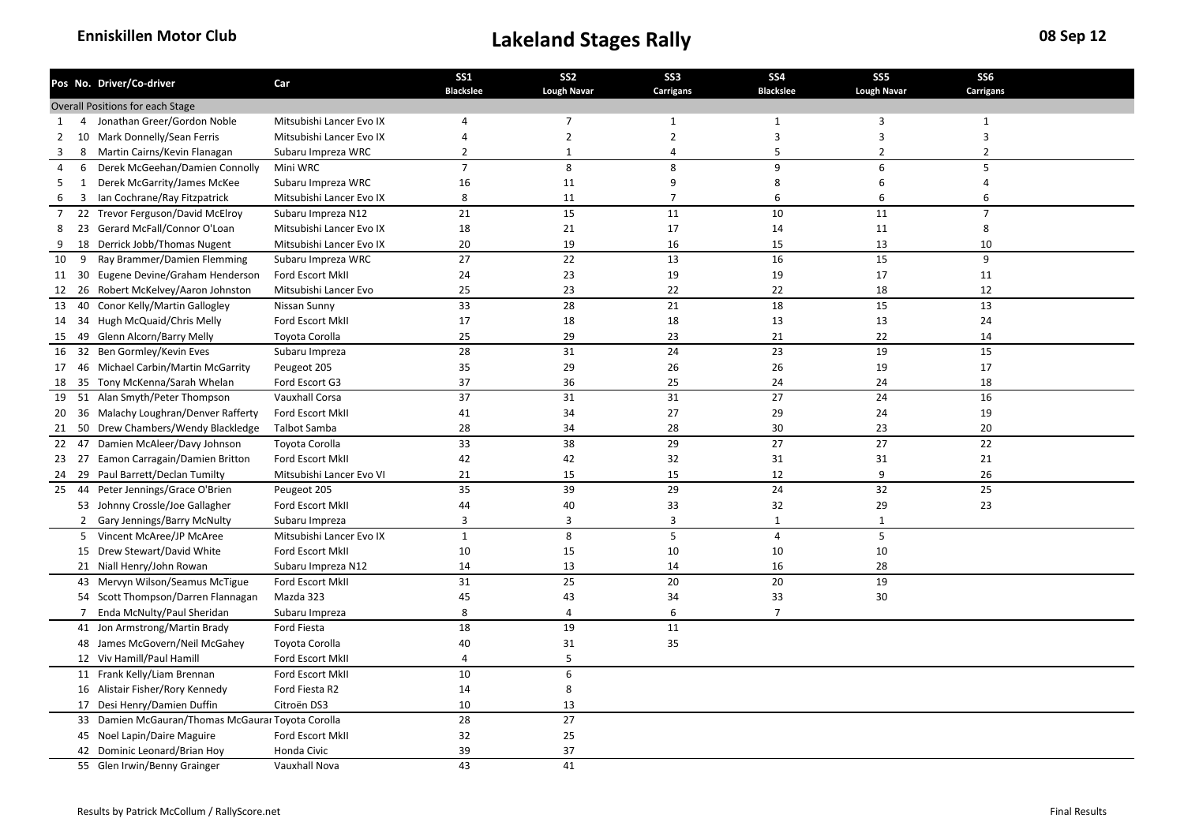**Enniskillen Motor Club**

# Lakeland Stages Rally

**08 Sep 12**

| Pos | No. | Driver/Co-driver | Car | SS1 Blackslee | SS2 Lough Navar | SS3 Carrigans | SS4 Blackslee | SS5 Lough Navar | SS6 Carrigans |
|---|---|---|---|---|---|---|---|---|---|
| Overall Positions for each Stage | | | | | | | | | |
| 1 | 4 | Jonathan Greer/Gordon Noble | Mitsubishi Lancer Evo IX | 4 | 7 | 1 | 1 | 3 | 1 |
| 2 | 10 | Mark Donnelly/Sean Ferris | Mitsubishi Lancer Evo IX | 4 | 2 | 2 | 3 | 3 | 3 |
| 3 | 8 | Martin Cairns/Kevin Flanagan | Subaru Impreza WRC | 2 | 1 | 4 | 5 | 2 | 2 |
| 4 | 6 | Derek McGeehan/Damien Connolly | Mini WRC | 7 | 8 | 8 | 9 | 6 | 5 |
| 5 | 1 | Derek McGarrity/James McKee | Subaru Impreza WRC | 16 | 11 | 9 | 8 | 6 | 4 |
| 6 | 3 | Ian Cochrane/Ray Fitzpatrick | Mitsubishi Lancer Evo IX | 8 | 11 | 7 | 6 | 6 | 6 |
| 7 | 22 | Trevor Ferguson/David McElroy | Subaru Impreza N12 | 21 | 15 | 11 | 10 | 11 | 7 |
| 8 | 23 | Gerard McFall/Connor O'Loan | Mitsubishi Lancer Evo IX | 18 | 21 | 17 | 14 | 11 | 8 |
| 9 | 18 | Derrick Jobb/Thomas Nugent | Mitsubishi Lancer Evo IX | 20 | 19 | 16 | 15 | 13 | 10 |
| 10 | 9 | Ray Brammer/Damien Flemming | Subaru Impreza WRC | 27 | 22 | 13 | 16 | 15 | 9 |
| 11 | 30 | Eugene Devine/Graham Henderson | Ford Escort MkII | 24 | 23 | 19 | 19 | 17 | 11 |
| 12 | 26 | Robert McKelvey/Aaron Johnston | Mitsubishi Lancer Evo | 25 | 23 | 22 | 22 | 18 | 12 |
| 13 | 40 | Conor Kelly/Martin Gallogley | Nissan Sunny | 33 | 28 | 21 | 18 | 15 | 13 |
| 14 | 34 | Hugh McQuaid/Chris Melly | Ford Escort MkII | 17 | 18 | 18 | 13 | 13 | 24 |
| 15 | 49 | Glenn Alcorn/Barry Melly | Toyota Corolla | 25 | 29 | 23 | 21 | 22 | 14 |
| 16 | 32 | Ben Gormley/Kevin Eves | Subaru Impreza | 28 | 31 | 24 | 23 | 19 | 15 |
| 17 | 46 | Michael Carbin/Martin McGarrity | Peugeot 205 | 35 | 29 | 26 | 26 | 19 | 17 |
| 18 | 35 | Tony McKenna/Sarah Whelan | Ford Escort G3 | 37 | 36 | 25 | 24 | 24 | 18 |
| 19 | 51 | Alan Smyth/Peter Thompson | Vauxhall Corsa | 37 | 31 | 31 | 27 | 24 | 16 |
| 20 | 36 | Malachy Loughran/Denver Rafferty | Ford Escort MkII | 41 | 34 | 27 | 29 | 24 | 19 |
| 21 | 50 | Drew Chambers/Wendy Blackledge | Talbot Samba | 28 | 34 | 28 | 30 | 23 | 20 |
| 22 | 47 | Damien McAleer/Davy Johnson | Toyota Corolla | 33 | 38 | 29 | 27 | 27 | 22 |
| 23 | 27 | Eamon Carragain/Damien Britton | Ford Escort MkII | 42 | 42 | 32 | 31 | 31 | 21 |
| 24 | 29 | Paul Barrett/Declan Tumilty | Mitsubishi Lancer Evo VI | 21 | 15 | 15 | 12 | 9 | 26 |
| 25 | 44 | Peter Jennings/Grace O'Brien | Peugeot 205 | 35 | 39 | 29 | 24 | 32 | 25 |
| | 53 | Johnny Crossle/Joe Gallagher | Ford Escort MkII | 44 | 40 | 33 | 32 | 29 | 23 |
| | 2 | Gary Jennings/Barry McNulty | Subaru Impreza | 3 | 3 | 3 | 1 | 1 | |
| | 5 | Vincent McAree/JP McAree | Mitsubishi Lancer Evo IX | 1 | 8 | 5 | 4 | 5 | |
| | 15 | Drew Stewart/David White | Ford Escort MkII | 10 | 15 | 10 | 10 | 10 | |
| | 21 | Niall Henry/John Rowan | Subaru Impreza N12 | 14 | 13 | 14 | 16 | 28 | |
| | 43 | Mervyn Wilson/Seamus McTigue | Ford Escort MkII | 31 | 25 | 20 | 20 | 19 | |
| | 54 | Scott Thompson/Darren Flannagan | Mazda 323 | 45 | 43 | 34 | 33 | 30 | |
| | 7 | Enda McNulty/Paul Sheridan | Subaru Impreza | 8 | 4 | 6 | 7 | | |
| | 41 | Jon Armstrong/Martin Brady | Ford Fiesta | 18 | 19 | 11 | | | |
| | 48 | James McGovern/Neil McGahey | Toyota Corolla | 40 | 31 | 35 | | | |
| | 12 | Viv Hamill/Paul Hamill | Ford Escort MkII | 4 | 5 | | | | |
| | 11 | Frank Kelly/Liam Brennan | Ford Escort MkII | 10 | 6 | | | | |
| | 16 | Alistair Fisher/Rory Kennedy | Ford Fiesta R2 | 14 | 8 | | | | |
| | 17 | Desi Henry/Damien Duffin | Citroën DS3 | 10 | 13 | | | | |
| | 33 | Damien McGauran/Thomas McGaurar | Toyota Corolla | 28 | 27 | | | | |
| | 45 | Noel Lapin/Daire Maguire | Ford Escort MkII | 32 | 25 | | | | |
| | 42 | Dominic Leonard/Brian Hoy | Honda Civic | 39 | 37 | | | | |
| | 55 | Glen Irwin/Benny Grainger | Vauxhall Nova | 43 | 41 | | | | |

Results by Patrick McCollum / RallyScore.net

Final Results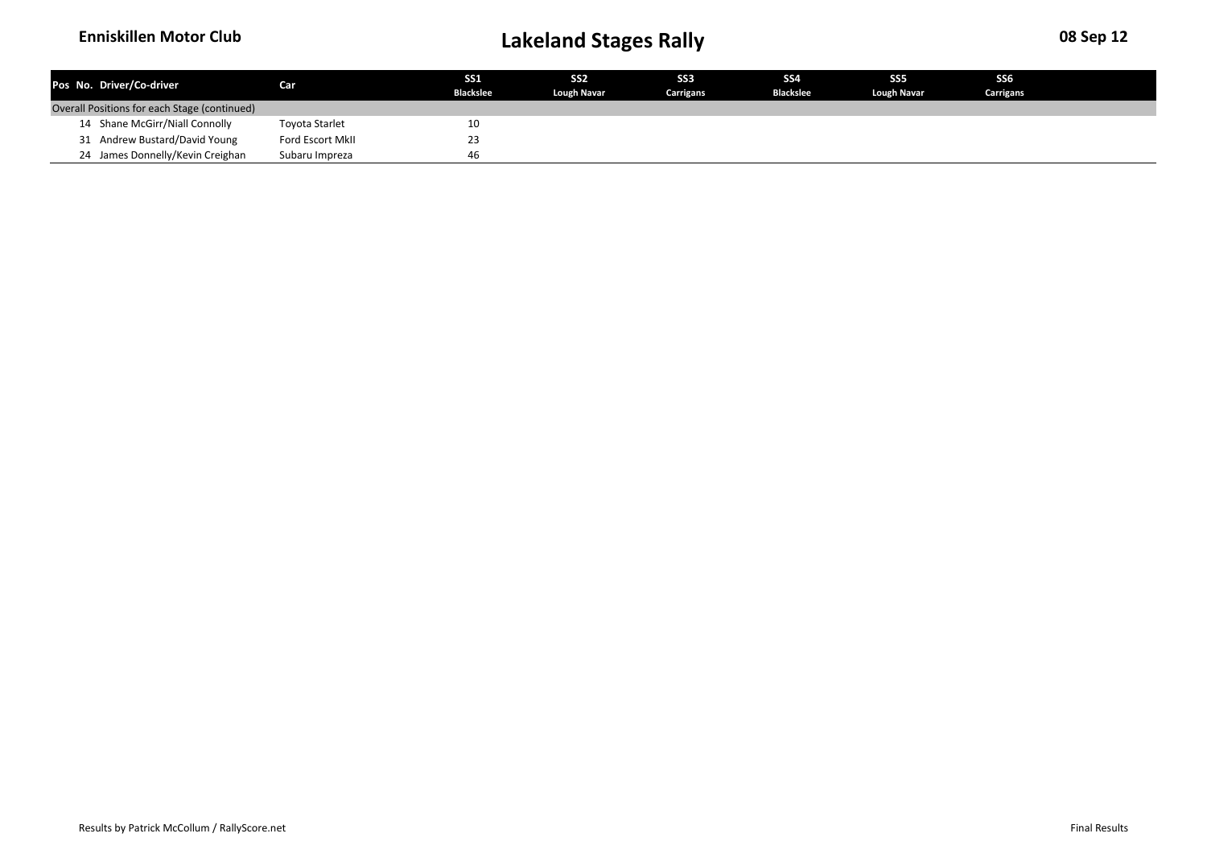# Enniskillen Motor Club

# Lakeland Stages Rally

08 Sep 12

| Pos | No. | Driver/Co-driver | Car | SS1 Blackslee | SS2 Lough Navar | SS3 Carrigans | SS4 Blackslee | SS5 Lough Navar | SS6 Carrigans |
|---|---|---|---|---|---|---|---|---|---|
| Overall Positions for each Stage (continued) | | | | | | | | | |
| | 14 | Shane McGirr/Niall Connolly | Toyota Starlet | 10 | | | | | |
| | 31 | Andrew Bustard/David Young | Ford Escort MkII | 23 | | | | | |
| | 24 | James Donnelly/Kevin Creighan | Subaru Impreza | 46 | | | | | |

Results by Patrick McCollum / RallyScore.net

Final Results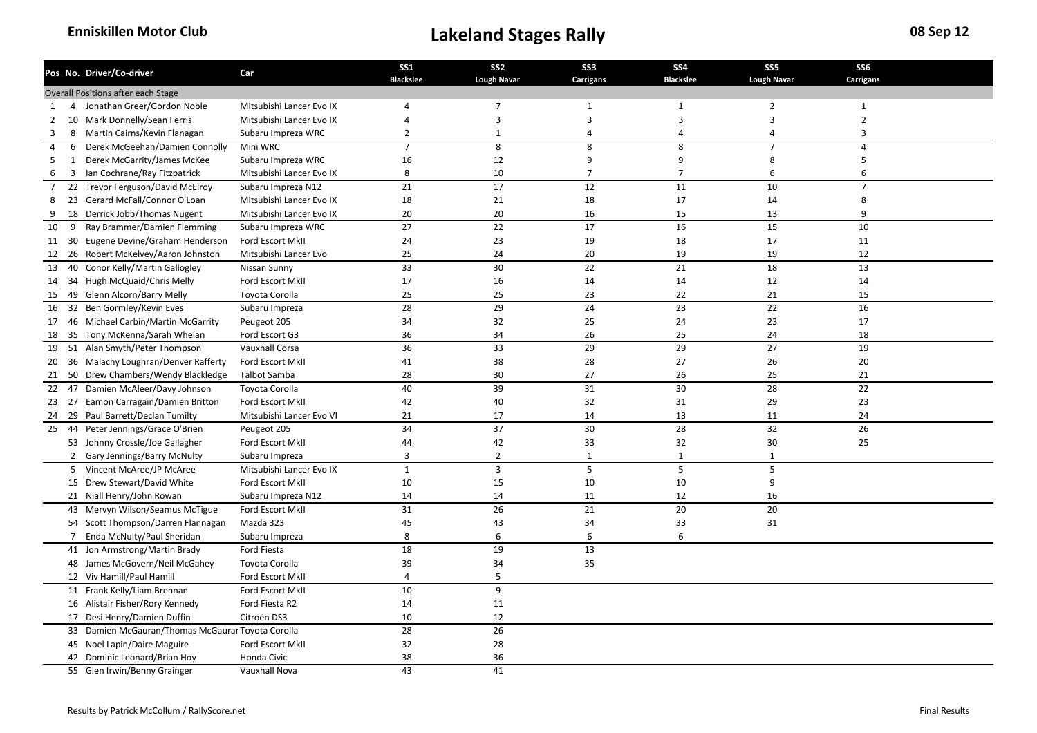**Enniskillen Motor Club**

# Lakeland Stages Rally

**08 Sep 12**

| Pos | No. | Driver/Co-driver | Car | SS1 Blackslee | SS2 Lough Navar | SS3 Carrigans | SS4 Blackslee | SS5 Lough Navar | SS6 Carrigans |
|---|---|---|---|---|---|---|---|---|---|
| Overall Positions after each Stage | | | | | | | | | |
| 1 | 4 | Jonathan Greer/Gordon Noble | Mitsubishi Lancer Evo IX | 4 | 7 | 1 | 1 | 2 | 1 |
| 2 | 10 | Mark Donnelly/Sean Ferris | Mitsubishi Lancer Evo IX | 4 | 3 | 3 | 3 | 3 | 2 |
| 3 | 8 | Martin Cairns/Kevin Flanagan | Subaru Impreza WRC | 2 | 1 | 4 | 4 | 4 | 3 |
| 4 | 6 | Derek McGeehan/Damien Connolly | Mini WRC | 7 | 8 | 8 | 8 | 7 | 4 |
| 5 | 1 | Derek McGarrity/James McKee | Subaru Impreza WRC | 16 | 12 | 9 | 9 | 8 | 5 |
| 6 | 3 | Ian Cochrane/Ray Fitzpatrick | Mitsubishi Lancer Evo IX | 8 | 10 | 7 | 7 | 6 | 6 |
| 7 | 22 | Trevor Ferguson/David McElroy | Subaru Impreza N12 | 21 | 17 | 12 | 11 | 10 | 7 |
| 8 | 23 | Gerard McFall/Connor O'Loan | Mitsubishi Lancer Evo IX | 18 | 21 | 18 | 17 | 14 | 8 |
| 9 | 18 | Derrick Jobb/Thomas Nugent | Mitsubishi Lancer Evo IX | 20 | 20 | 16 | 15 | 13 | 9 |
| 10 | 9 | Ray Brammer/Damien Flemming | Subaru Impreza WRC | 27 | 22 | 17 | 16 | 15 | 10 |
| 11 | 30 | Eugene Devine/Graham Henderson | Ford Escort MkII | 24 | 23 | 19 | 18 | 17 | 11 |
| 12 | 26 | Robert McKelvey/Aaron Johnston | Mitsubishi Lancer Evo | 25 | 24 | 20 | 19 | 19 | 12 |
| 13 | 40 | Conor Kelly/Martin Gallogley | Nissan Sunny | 33 | 30 | 22 | 21 | 18 | 13 |
| 14 | 34 | Hugh McQuaid/Chris Melly | Ford Escort MkII | 17 | 16 | 14 | 14 | 12 | 14 |
| 15 | 49 | Glenn Alcorn/Barry Melly | Toyota Corolla | 25 | 25 | 23 | 22 | 21 | 15 |
| 16 | 32 | Ben Gormley/Kevin Eves | Subaru Impreza | 28 | 29 | 24 | 23 | 22 | 16 |
| 17 | 46 | Michael Carbin/Martin McGarrity | Peugeot 205 | 34 | 32 | 25 | 24 | 23 | 17 |
| 18 | 35 | Tony McKenna/Sarah Whelan | Ford Escort G3 | 36 | 34 | 26 | 25 | 24 | 18 |
| 19 | 51 | Alan Smyth/Peter Thompson | Vauxhall Corsa | 36 | 33 | 29 | 29 | 27 | 19 |
| 20 | 36 | Malachy Loughran/Denver Rafferty | Ford Escort MkII | 41 | 38 | 28 | 27 | 26 | 20 |
| 21 | 50 | Drew Chambers/Wendy Blackledge | Talbot Samba | 28 | 30 | 27 | 26 | 25 | 21 |
| 22 | 47 | Damien McAleer/Davy Johnson | Toyota Corolla | 40 | 39 | 31 | 30 | 28 | 22 |
| 23 | 27 | Eamon Carragain/Damien Britton | Ford Escort MkII | 42 | 40 | 32 | 31 | 29 | 23 |
| 24 | 29 | Paul Barrett/Declan Tumilty | Mitsubishi Lancer Evo VI | 21 | 17 | 14 | 13 | 11 | 24 |
| 25 | 44 | Peter Jennings/Grace O'Brien | Peugeot 205 | 34 | 37 | 30 | 28 | 32 | 26 |
| | 53 | Johnny Crossle/Joe Gallagher | Ford Escort MkII | 44 | 42 | 33 | 32 | 30 | 25 |
| | 2 | Gary Jennings/Barry McNulty | Subaru Impreza | 3 | 2 | 1 | 1 | 1 | |
| | 5 | Vincent McAree/JP McAree | Mitsubishi Lancer Evo IX | 1 | 3 | 5 | 5 | 5 | |
| | 15 | Drew Stewart/David White | Ford Escort MkII | 10 | 15 | 10 | 10 | 9 | |
| | 21 | Niall Henry/John Rowan | Subaru Impreza N12 | 14 | 14 | 11 | 12 | 16 | |
| | 43 | Mervyn Wilson/Seamus McTigue | Ford Escort MkII | 31 | 26 | 21 | 20 | 20 | |
| | 54 | Scott Thompson/Darren Flannagan | Mazda 323 | 45 | 43 | 34 | 33 | 31 | |
| | 7 | Enda McNulty/Paul Sheridan | Subaru Impreza | 8 | 6 | 6 | 6 | | |
| | 41 | Jon Armstrong/Martin Brady | Ford Fiesta | 18 | 19 | 13 | | | |
| | 48 | James McGovern/Neil McGahey | Toyota Corolla | 39 | 34 | 35 | | | |
| | 12 | Viv Hamill/Paul Hamill | Ford Escort MkII | 4 | 5 | | | | |
| | 11 | Frank Kelly/Liam Brennan | Ford Escort MkII | 10 | 9 | | | | |
| | 16 | Alistair Fisher/Rory Kennedy | Ford Fiesta R2 | 14 | 11 | | | | |
| | 17 | Desi Henry/Damien Duffin | Citroën DS3 | 10 | 12 | | | | |
| | 33 | Damien McGauran/Thomas McGaurar | Toyota Corolla | 28 | 26 | | | | |
| | 45 | Noel Lapin/Daire Maguire | Ford Escort MkII | 32 | 28 | | | | |
| | 42 | Dominic Leonard/Brian Hoy | Honda Civic | 38 | 36 | | | | |
| | 55 | Glen Irwin/Benny Grainger | Vauxhall Nova | 43 | 41 | | | | |

Results by Patrick McCollum / RallyScore.net

Final Results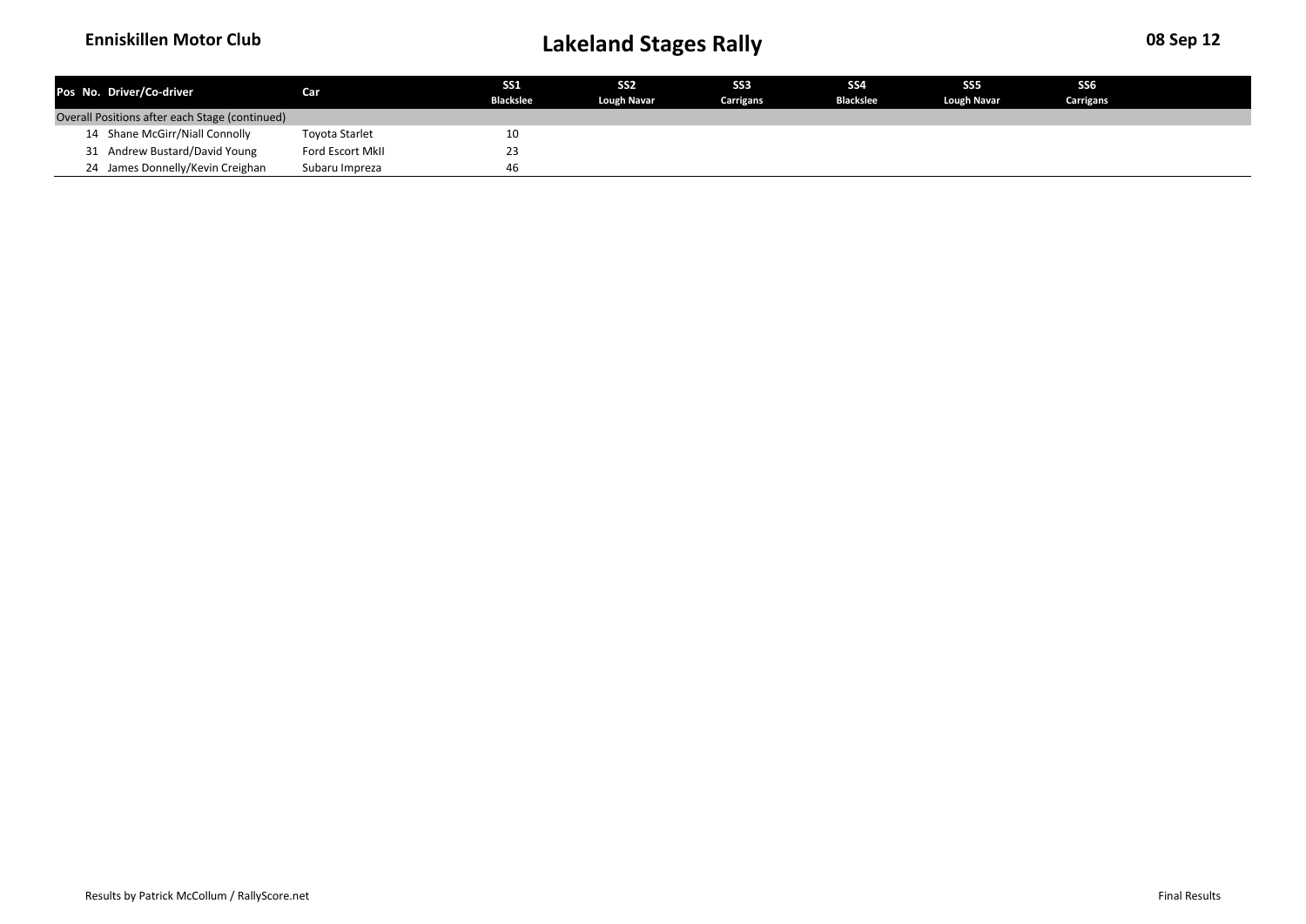| Pos | No. | Driver/Co-driver | Car | SS1 Blackslee | SS2 Lough Navar | SS3 Carrigans | SS4 Blackslee | SS5 Lough Navar | SS6 Carrigans |
|---|---|---|---|---|---|---|---|---|---|
| Overall Positions after each Stage (continued) | | | | | | | | | |
| | 14 | Shane McGirr/Niall Connolly | Toyota Starlet | 10 | | | | | |
| | 31 | Andrew Bustard/David Young | Ford Escort MkII | 23 | | | | | |
| | 24 | James Donnelly/Kevin Creighan | Subaru Impreza | 46 | | | | | |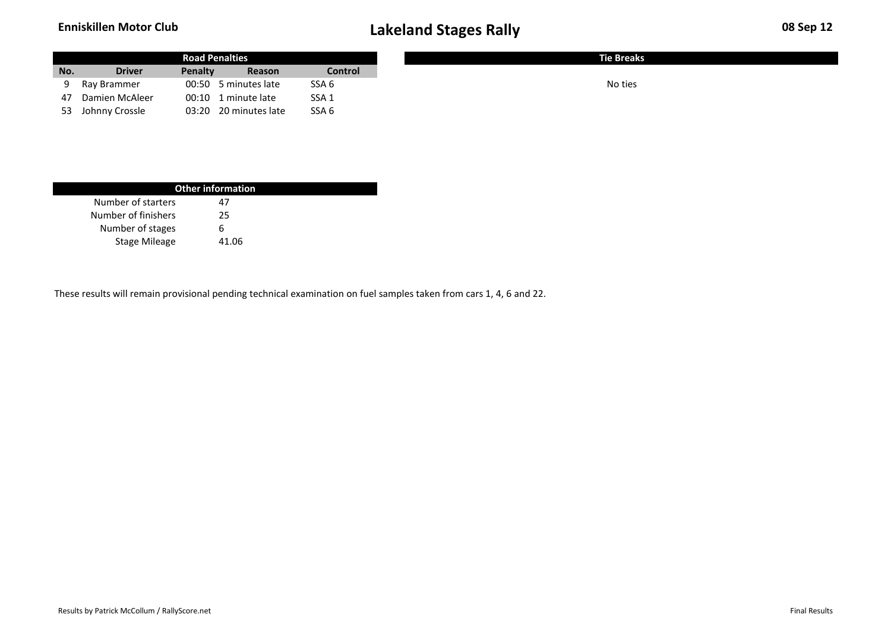## Road Penalties

| No. | Driver | Penalty | Reason | Control |
|---|---|---|---|---|
| 9 | Ray Brammer | 00:50 | 5 minutes late | SSA 6 |
| 47 | Damien McAleer | 00:10 | 1 minute late | SSA 1 |
| 53 | Johnny Crossle | 03:20 | 20 minutes late | SSA 6 |

## Tie Breaks

No ties

## Other information

| | |
|---|---|
| Number of starters | 47 |
| Number of finishers | 25 |
| Number of stages | 6 |
| Stage Mileage | 41.06 |

These results will remain provisional pending technical examination on fuel samples taken from cars 1, 4, 6 and 22.